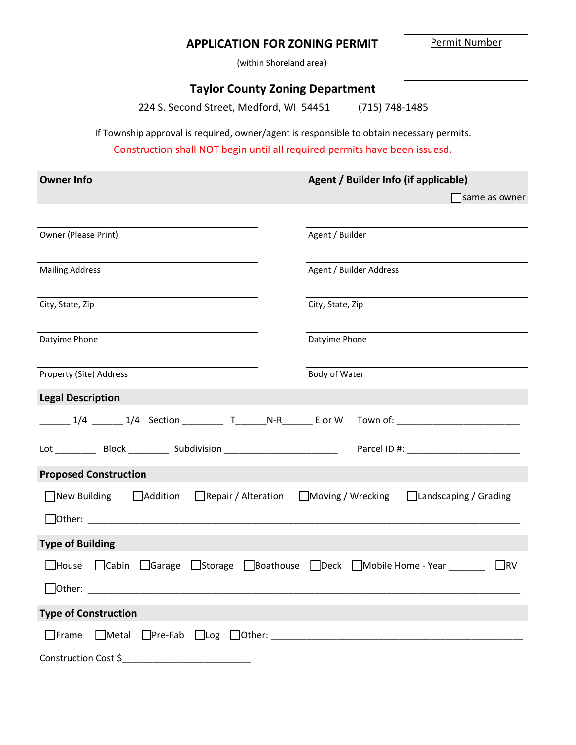# APPLICATION FOR ZONING PERMIT

(within Shoreland area)

**Permit Number**

## Taylor County Zoning Department

224 S. Second Street, Medford, WI 54451 (715) 748-1485

If Township approval is required, owner/agent is responsible to obtain necessary permits.

Construction shall NOT begin until all required permits have been issuesd.

| **Owner Info** | **Agent / Builder Info (if applicable)** ☐ same as owner |
|---|---|
| Owner (Please Print) | Agent / Builder |
| Mailing Address | Agent / Builder Address |
| City, State, Zip | City, State, Zip |
| Datyime Phone | Datyime Phone |
| Property (Site) Address | Body of Water |

### Legal Description

______ 1/4 ______ 1/4 Section ________ T______N-R______ E or W Town of: ________________________

Lot ________ Block ________ Subdivision ______________________ Parcel ID #: ______________________

### Proposed Construction

☐ New Building ☐ Addition ☐ Repair / Alteration ☐ Moving / Wrecking ☐ Landscaping / Grading

☐ Other: ______________________________________________________________________________

### Type of Building

☐ House ☐ Cabin ☐ Garage ☐ Storage ☐ Boathouse ☐ Deck ☐ Mobile Home - Year _______ ☐ RV

☐ Other: ______________________________________________________________________________

### Type of Construction

☐ Frame ☐ Metal ☐ Pre-Fab ☐ Log ☐ Other: ______________________________________________

Construction Cost $_________________________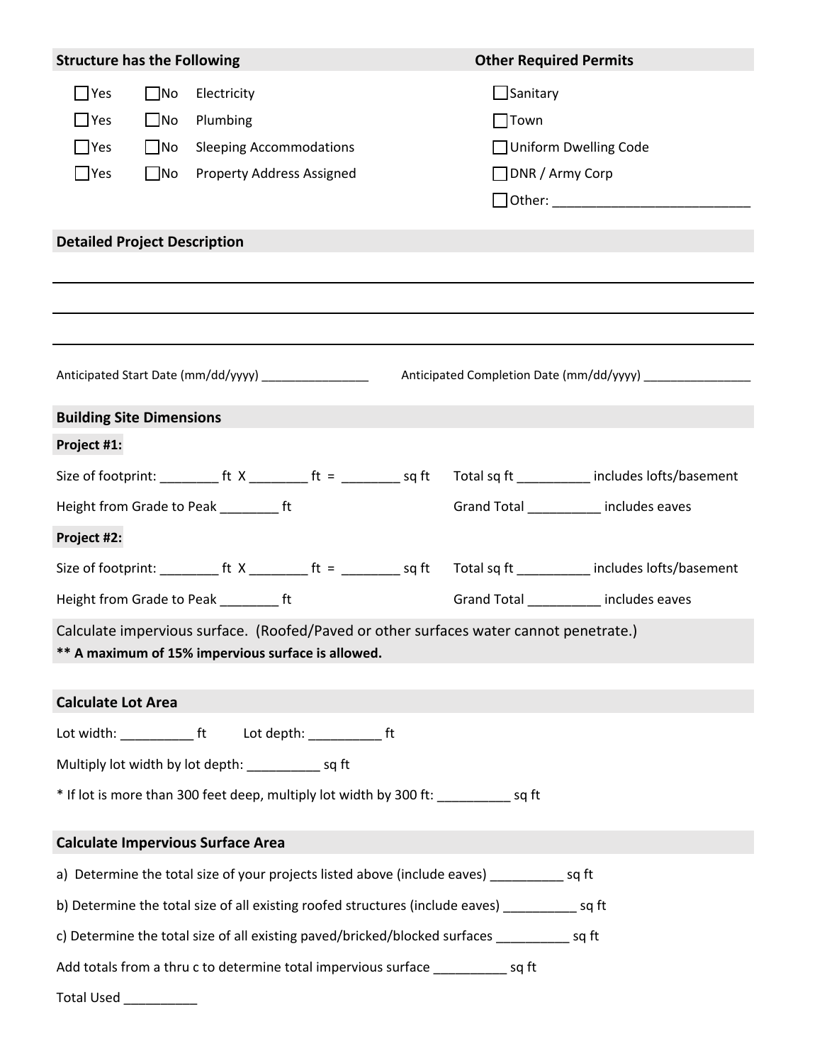## Structure has the Following

- ☐ Yes ☐ No Electricity
- ☐ Yes ☐ No Plumbing
- ☐ Yes ☐ No Sleeping Accommodations
- ☐ Yes ☐ No Property Address Assigned

## Other Required Permits

- ☐ Sanitary
- ☐ Town
- ☐ Uniform Dwelling Code
- ☐ DNR / Army Corp
- ☐ Other: ___________________________

## Detailed Project Description

___________________________________________________________________________

___________________________________________________________________________

___________________________________________________________________________

Anticipated Start Date (mm/dd/yyyy) ________________ Anticipated Completion Date (mm/dd/yyyy) ________________

## Building Site Dimensions

**Project #1:**

Size of footprint: ________ ft X ________ ft = ________ sq ft Total sq ft __________ includes lofts/basement

Height from Grade to Peak ________ ft Grand Total __________ includes eaves

**Project #2:**

Size of footprint: ________ ft X ________ ft = ________ sq ft Total sq ft __________ includes lofts/basement

Height from Grade to Peak ________ ft Grand Total __________ includes eaves

Calculate impervious surface. (Roofed/Paved or other surfaces water cannot penetrate.)

**** A maximum of 15% impervious surface is allowed.**

## Calculate Lot Area

Lot width: __________ ft Lot depth: __________ ft

Multiply lot width by lot depth: __________ sq ft

* If lot is more than 300 feet deep, multiply lot width by 300 ft: __________ sq ft

## Calculate Impervious Surface Area

a) Determine the total size of your projects listed above (include eaves) __________ sq ft

b) Determine the total size of all existing roofed structures (include eaves) __________ sq ft

c) Determine the total size of all existing paved/bricked/blocked surfaces __________ sq ft

Add totals from a thru c to determine total impervious surface __________ sq ft

Total Used __________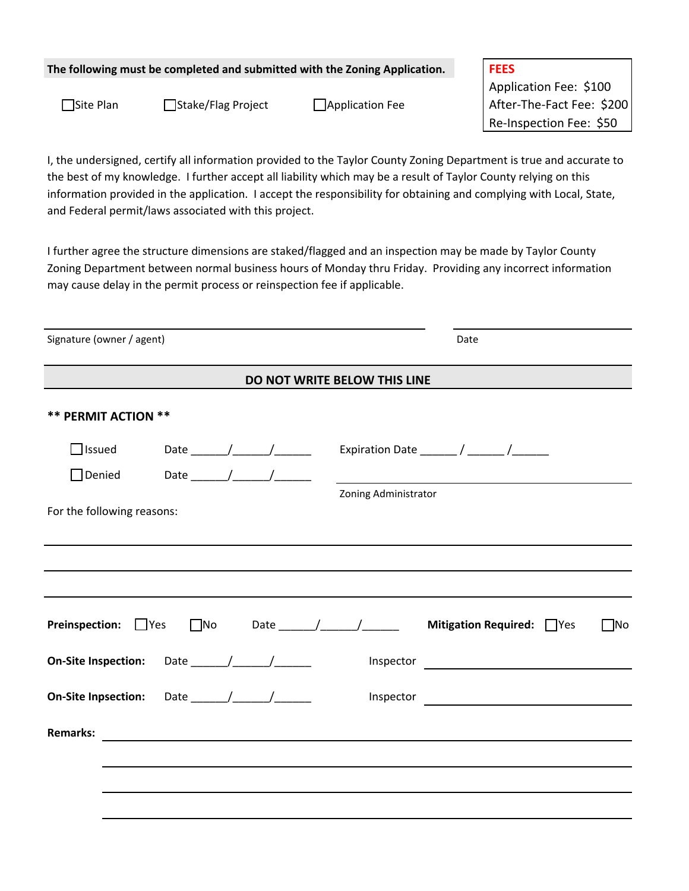**The following must be completed and submitted with the Zoning Application.**

☐ Site Plan ☐ Stake/Flag Project ☐ Application Fee

**FEES**
Application Fee: $100
After-The-Fact Fee: $200
Re-Inspection Fee: $50

I, the undersigned, certify all information provided to the Taylor County Zoning Department is true and accurate to the best of my knowledge. I further accept all liability which may be a result of Taylor County relying on this information provided in the application. I accept the responsibility for obtaining and complying with Local, State, and Federal permit/laws associated with this project.

I further agree the structure dimensions are staked/flagged and an inspection may be made by Taylor County Zoning Department between normal business hours of Monday thru Friday. Providing any incorrect information may cause delay in the permit process or reinspection fee if applicable.

______________________________________________ ____________________

Signature (owner / agent) Date

**DO NOT WRITE BELOW THIS LINE**

**** PERMIT ACTION ****

☐ Issued Date ______/______/______ Expiration Date ______ / ______ /______

☐ Denied Date ______/______/______ ______________________________________

Zoning Administrator

For the following reasons:

_____________________________________________________________________

_____________________________________________________________________

_____________________________________________________________________

**Preinspection:** ☐ Yes ☐ No Date ______/______/______ **Mitigation Required:** ☐ Yes ☐ No

**On-Site Inspection:** Date ______/______/______ Inspector ______________________________

**On-Site Inpsection:** Date ______/______/______ Inspector ______________________________

**Remarks:** ____________________________________________________________

_____________________________________________________________________

_____________________________________________________________________

_____________________________________________________________________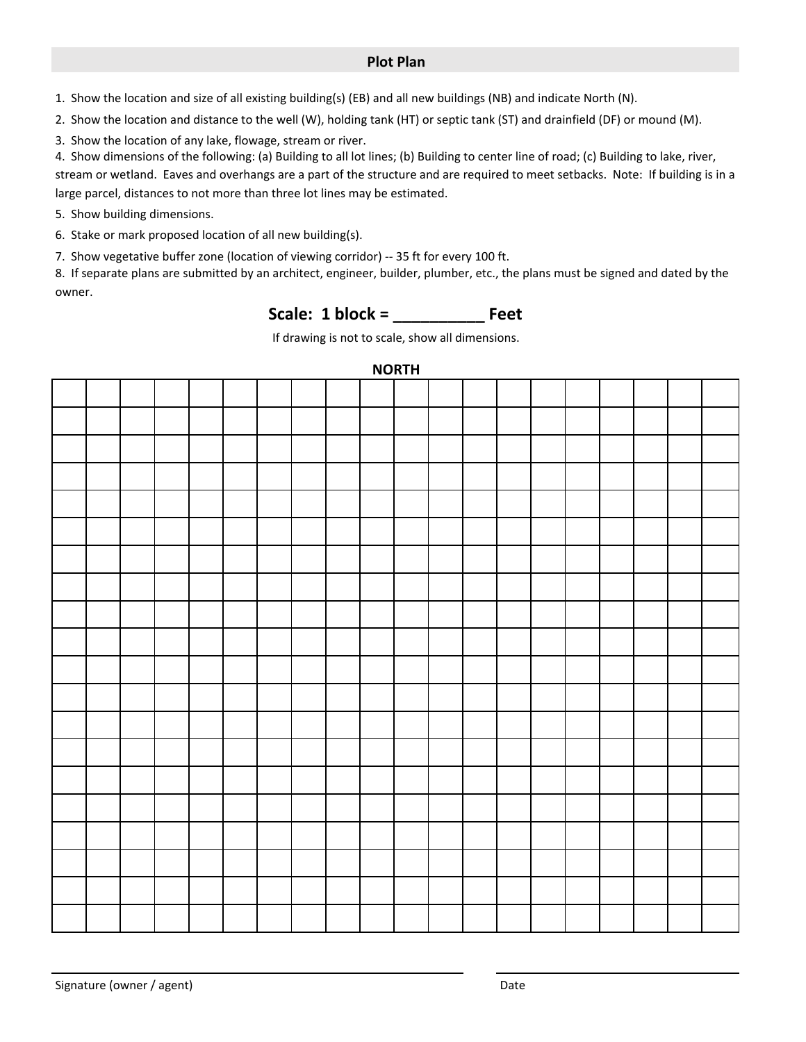## Plot Plan

1. Show the location and size of all existing building(s) (EB) and all new buildings (NB) and indicate North (N).
2. Show the location and distance to the well (W), holding tank (HT) or septic tank (ST) and drainfield (DF) or mound (M).
3. Show the location of any lake, flowage, stream or river.
4. Show dimensions of the following: (a) Building to all lot lines; (b) Building to center line of road; (c) Building to lake, river, stream or wetland. Eaves and overhangs are a part of the structure and are required to meet setbacks. Note: If building is in a large parcel, distances to not more than three lot lines may be estimated.
5. Show building dimensions.
6. Stake or mark proposed location of all new building(s).
7. Show vegetative buffer zone (location of viewing corridor) -- 35 ft for every 100 ft.
8. If separate plans are submitted by an architect, engineer, builder, plumber, etc., the plans must be signed and dated by the owner.

**Scale: 1 block = __________ Feet**

If drawing is not to scale, show all dimensions.

**NORTH**

| | | | | | | | | | | | | | | | | | | | |
|---|---|---|---|---|---|---|---|---|---|---|---|---|---|---|---|---|---|---|---|
| | | | | | | | | | | | | | | | | | | | |
| | | | | | | | | | | | | | | | | | | | |
| | | | | | | | | | | | | | | | | | | | |
| | | | | | | | | | | | | | | | | | | | |
| | | | | | | | | | | | | | | | | | | | |
| | | | | | | | | | | | | | | | | | | | |
| | | | | | | | | | | | | | | | | | | | |
| | | | | | | | | | | | | | | | | | | | |
| | | | | | | | | | | | | | | | | | | | |
| | | | | | | | | | | | | | | | | | | | |
| | | | | | | | | | | | | | | | | | | | |
| | | | | | | | | | | | | | | | | | | | |
| | | | | | | | | | | | | | | | | | | | |
| | | | | | | | | | | | | | | | | | | | |
| | | | | | | | | | | | | | | | | | | | |
| | | | | | | | | | | | | | | | | | | | |
| | | | | | | | | | | | | | | | | | | | |
| | | | | | | | | | | | | | | | | | | | |
| | | | | | | | | | | | | | | | | | | | |

______________________________________________ Signature (owner / agent)

______________________________ Date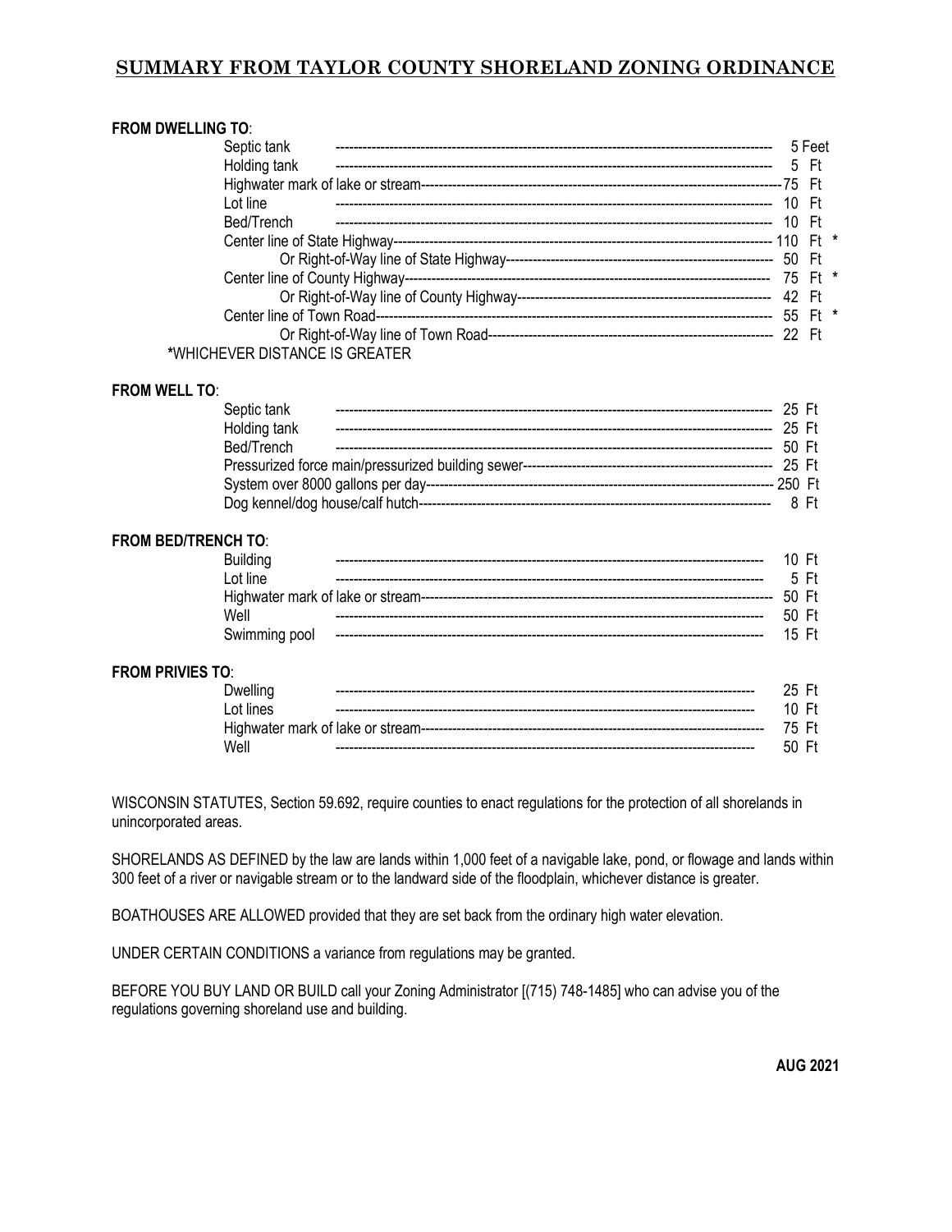# SUMMARY FROM TAYLOR COUNTY SHORELAND ZONING ORDINANCE

**FROM DWELLING TO**:

| Item | Distance |
|---|---|
| Septic tank | 5 Feet |
| Holding tank | 5 Ft |
| Highwater mark of lake or stream | 75 Ft |
| Lot line | 10 Ft |
| Bed/Trench | 10 Ft |
| Center line of State Highway | 110 Ft * |
| Or Right-of-Way line of State Highway | 50 Ft |
| Center line of County Highway | 75 Ft * |
| Or Right-of-Way line of County Highway | 42 Ft |
| Center line of Town Road | 55 Ft * |
| Or Right-of-Way line of Town Road | 22 Ft |

*WHICHEVER DISTANCE IS GREATER

**FROM WELL TO**:

| Item | Distance |
|---|---|
| Septic tank | 25 Ft |
| Holding tank | 25 Ft |
| Bed/Trench | 50 Ft |
| Pressurized force main/pressurized building sewer | 25 Ft |
| System over 8000 gallons per day | 250 Ft |
| Dog kennel/dog house/calf hutch | 8 Ft |

**FROM BED/TRENCH TO**:

| Item | Distance |
|---|---|
| Building | 10 Ft |
| Lot line | 5 Ft |
| Highwater mark of lake or stream | 50 Ft |
| Well | 50 Ft |
| Swimming pool | 15 Ft |

**FROM PRIVIES TO**:

| Item | Distance |
|---|---|
| Dwelling | 25 Ft |
| Lot lines | 10 Ft |
| Highwater mark of lake or stream | 75 Ft |
| Well | 50 Ft |

WISCONSIN STATUTES, Section 59.692, require counties to enact regulations for the protection of all shorelands in unincorporated areas.

SHORELANDS AS DEFINED by the law are lands within 1,000 feet of a navigable lake, pond, or flowage and lands within 300 feet of a river or navigable stream or to the landward side of the floodplain, whichever distance is greater.

BOATHOUSES ARE ALLOWED provided that they are set back from the ordinary high water elevation.

UNDER CERTAIN CONDITIONS a variance from regulations may be granted.

BEFORE YOU BUY LAND OR BUILD call your Zoning Administrator [(715) 748-1485] who can advise you of the regulations governing shoreland use and building.

**AUG 2021**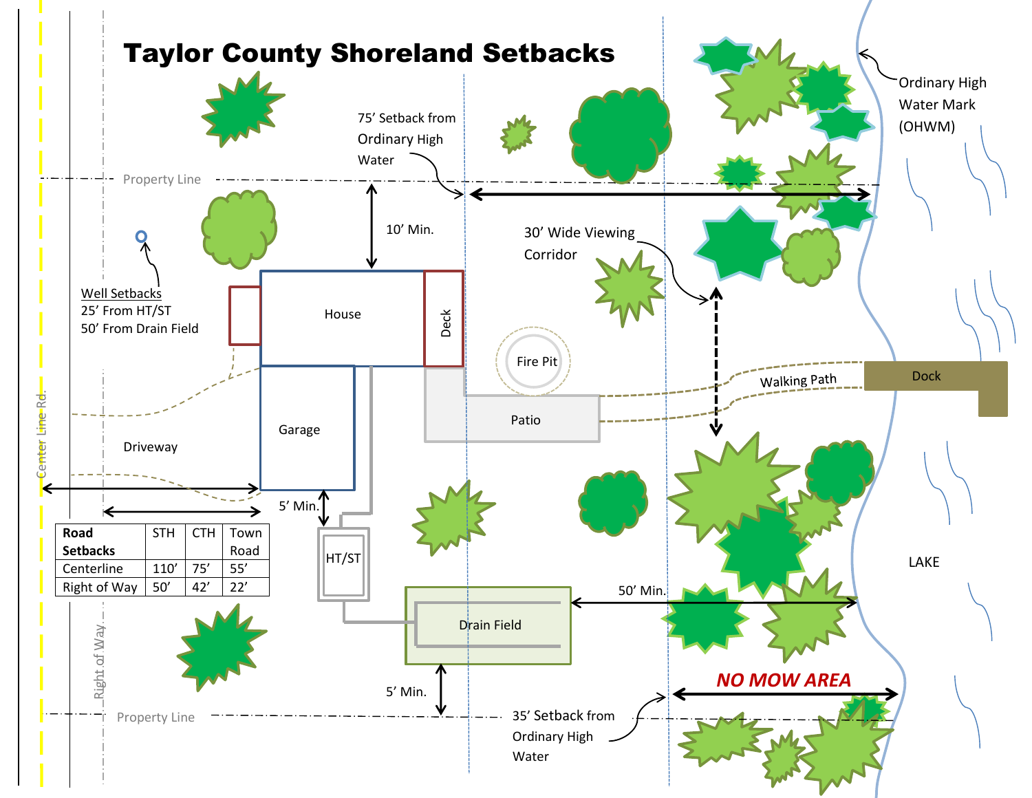# Taylor County Shoreland Setbacks

75' Setback from Ordinary High Water

Property Line

10' Min.

Ordinary High Water Mark (OHWM)

30' Wide Viewing Corridor

Well Setbacks
25' From HT/ST
50' From Drain Field

House

Deck

Fire Pit

Walking Path

Dock

Patio

Garage

Driveway

Center Line Rd.

5' Min.

HT/ST

| Road Setbacks | STH | CTH | Town Road |
|---|---|---|---|
| Centerline | 110' | 75' | 55' |
| Right of Way | 50' | 42' | 22' |

Drain Field

50' Min.

LAKE

Right of Way

NO MOW AREA

5' Min.

Property Line

35' Setback from Ordinary High Water